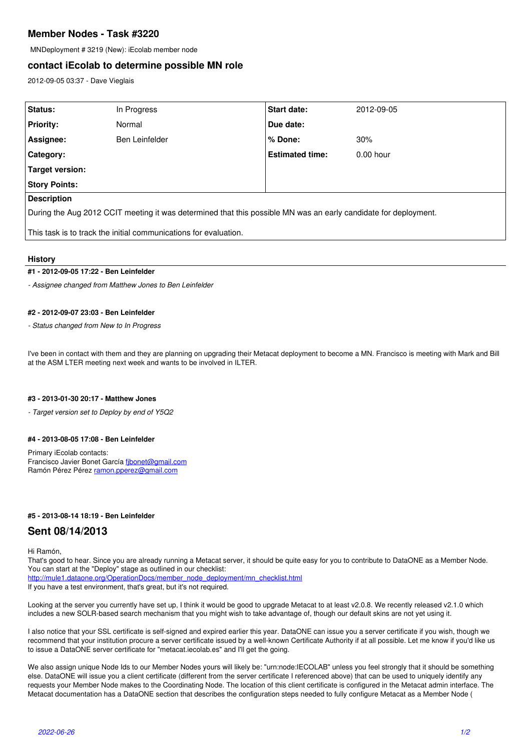# Member Nodes - Task #3220

MNDeployment # 3219 (New): iEcolab member node

## contact iEcolab to determine possible MN role

2012-09-05 03:37 - Dave Vieglais

| Status: | In Progress | Start date: | 2012-09-05 |
|---|---|---|---|
| Priority: | Normal | Due date: | |
| Assignee: | Ben Leinfelder | % Done: | 30% |
| Category: | | Estimated time: | 0.00 hour |
| Target version: | | | |
| Story Points: | | | |

**Description**

During the Aug 2012 CCIT meeting it was determined that this possible MN was an early candidate for deployment.

This task is to track the initial communications for evaluation.

### History

#### #1 - 2012-09-05 17:22 - Ben Leinfelder

*- Assignee changed from Matthew Jones to Ben Leinfelder*

#### #2 - 2012-09-07 23:03 - Ben Leinfelder

*- Status changed from New to In Progress*

I've been in contact with them and they are planning on upgrading their Metacat deployment to become a MN. Francisco is meeting with Mark and Bill at the ASM LTER meeting next week and wants to be involved in ILTER.

#### #3 - 2013-01-30 20:17 - Matthew Jones

*- Target version set to Deploy by end of Y5Q2*

#### #4 - 2013-08-05 17:08 - Ben Leinfelder

Primary iEcolab contacts:
Francisco Javier Bonet García fjbonet@gmail.com
Ramón Pérez Pérez ramon.pperez@gmail.com

#### #5 - 2013-08-14 18:19 - Ben Leinfelder

## Sent 08/14/2013

Hi Ramón,
That's good to hear. Since you are already running a Metacat server, it should be quite easy for you to contribute to DataONE as a Member Node. You can start at the "Deploy" stage as outlined in our checklist:
http://mule1.dataone.org/OperationDocs/member_node_deployment/mn_checklist.html
If you have a test environment, that's great, but it's not required.

Looking at the server you currently have set up, I think it would be good to upgrade Metacat to at least v2.0.8. We recently released v2.1.0 which includes a new SOLR-based search mechanism that you might wish to take advantage of, though our default skins are not yet using it.

I also notice that your SSL certificate is self-signed and expired earlier this year. DataONE can issue you a server certificate if you wish, though we recommend that your institution procure a server certificate issued by a well-known Certificate Authority if at all possible. Let me know if you'd like us to issue a DataONE server certificate for "metacat.iecolab.es" and I'll get the going.

We also assign unique Node Ids to our Member Nodes yours will likely be: "urn:node:IECOLAB" unless you feel strongly that it should be something else. DataONE will issue you a client certificate (different from the server certificate I referenced above) that can be used to uniquely identify any requests your Member Node makes to the Coordinating Node. The location of this client certificate is configured in the Metacat admin interface. The Metacat documentation has a DataONE section that describes the configuration steps needed to fully configure Metacat as a Member Node (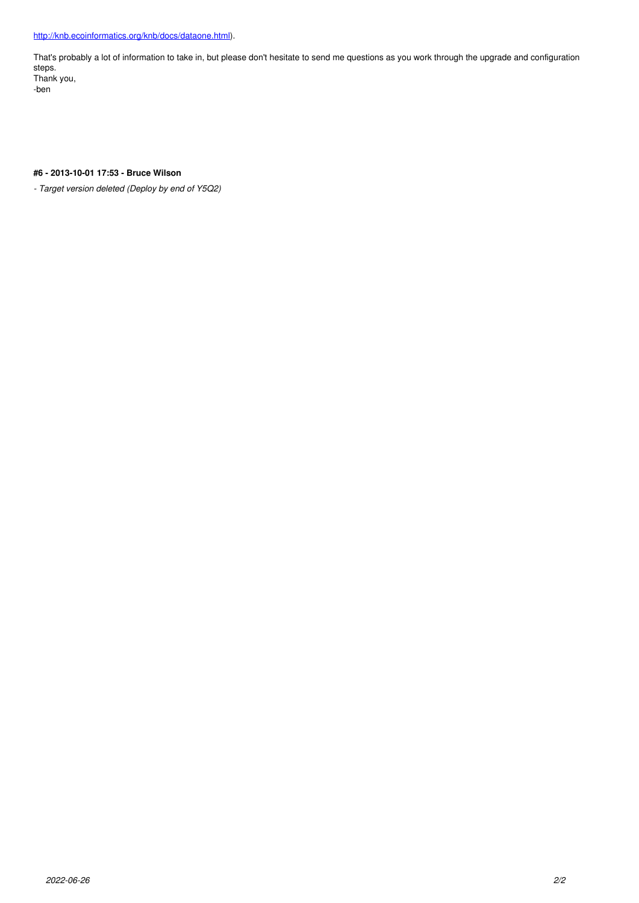http://knb.ecoinformatics.org/knb/docs/dataone.html).

That's probably a lot of information to take in, but please don't hesitate to send me questions as you work through the upgrade and configuration steps.
Thank you,
-ben

**#6 - 2013-10-01 17:53 - Bruce Wilson**

*- Target version deleted (Deploy by end of Y5Q2)*